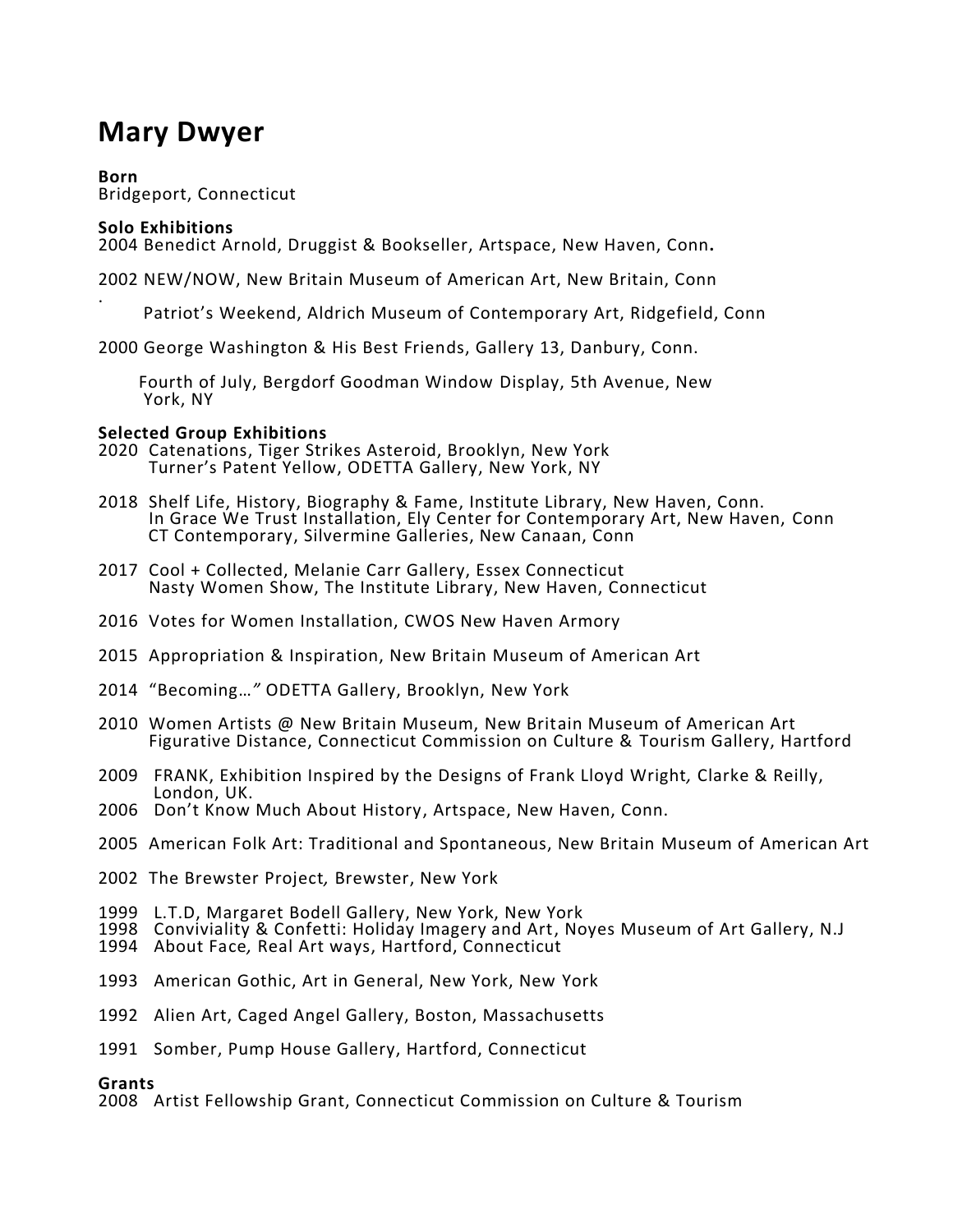# Mary Dwyer

**Born**
Bridgeport, Connecticut

**Solo Exhibitions**

2004 Benedict Arnold, Druggist & Bookseller, Artspace, New Haven, Conn**.**

2002 NEW/NOW, New Britain Museum of American Art, New Britain, Conn.

Patriot's Weekend, Aldrich Museum of Contemporary Art, Ridgefield, Conn

2000 George Washington & His Best Friends, Gallery 13, Danbury, Conn.

Fourth of July, Bergdorf Goodman Window Display, 5th Avenue, New York, NY

**Selected Group Exhibitions**

2020 Catenations, Tiger Strikes Asteroid, Brooklyn, New York
Turner's Patent Yellow, ODETTA Gallery, New York, NY

2018 Shelf Life, History, Biography & Fame, Institute Library, New Haven, Conn.
In Grace We Trust Installation, Ely Center for Contemporary Art, New Haven, Conn
CT Contemporary, Silvermine Galleries, New Canaan, Conn

2017 Cool + Collected, Melanie Carr Gallery, Essex Connecticut
Nasty Women Show, The Institute Library, New Haven, Connecticut

2016 Votes for Women Installation, CWOS New Haven Armory

2015 Appropriation & Inspiration, New Britain Museum of American Art

2014 "Becoming…" ODETTA Gallery, Brooklyn, New York

2010 Women Artists @ New Britain Museum, New Britain Museum of American Art
Figurative Distance, Connecticut Commission on Culture & Tourism Gallery, Hartford

2009 FRANK, Exhibition Inspired by the Designs of Frank Lloyd Wright*,* Clarke & Reilly, London, UK.

2006 Don't Know Much About History, Artspace, New Haven, Conn.

2005 American Folk Art: Traditional and Spontaneous, New Britain Museum of American Art

2002 The Brewster Project*,* Brewster, New York

1999 L.T.D, Margaret Bodell Gallery, New York, New York

1998 Conviviality & Confetti: Holiday Imagery and Art, Noyes Museum of Art Gallery, N.J

1994 About Face*,* Real Art ways, Hartford, Connecticut

1993 American Gothic, Art in General, New York, New York

1992 Alien Art, Caged Angel Gallery, Boston, Massachusetts

1991 Somber, Pump House Gallery, Hartford, Connecticut

**Grants**

2008 Artist Fellowship Grant, Connecticut Commission on Culture & Tourism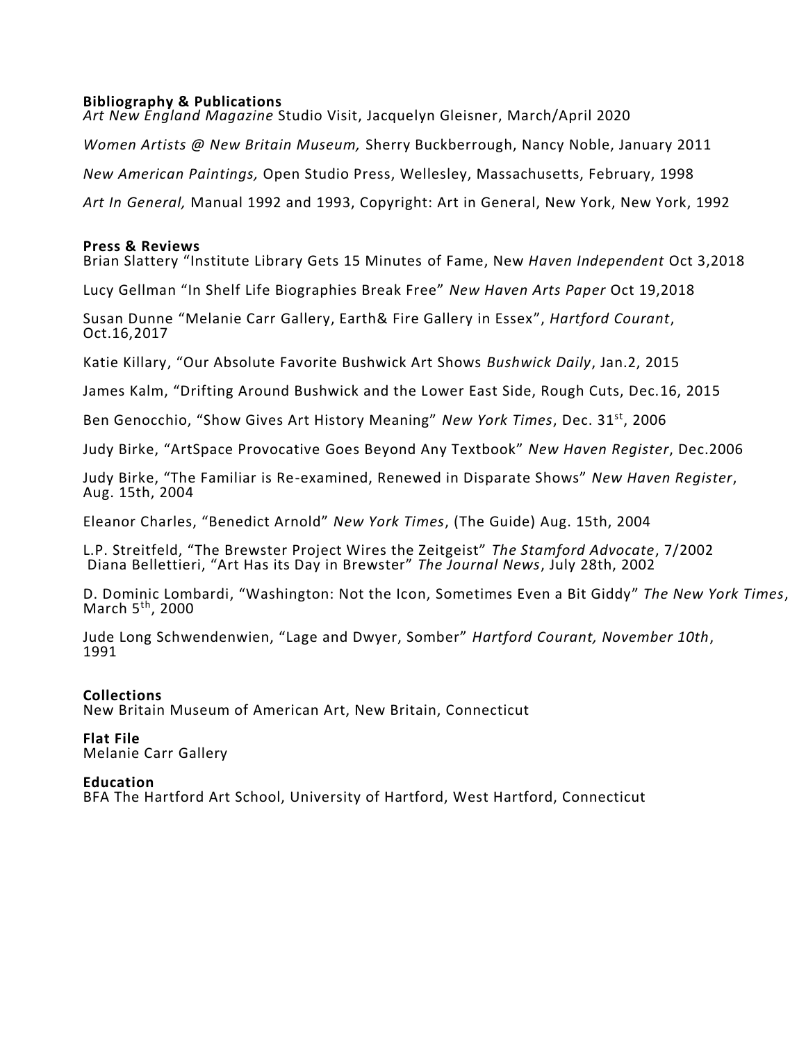**Bibliography & Publications**
*Art New England Magazine* Studio Visit, Jacquelyn Gleisner, March/April 2020

*Women Artists @ New Britain Museum,* Sherry Buckberrough, Nancy Noble, January 2011

*New American Paintings,* Open Studio Press, Wellesley, Massachusetts, February, 1998

*Art In General,* Manual 1992 and 1993, Copyright: Art in General, New York, New York, 1992

**Press & Reviews**
Brian Slattery "Institute Library Gets 15 Minutes of Fame, New *Haven Independent* Oct 3,2018

Lucy Gellman "In Shelf Life Biographies Break Free" *New Haven Arts Paper* Oct 19,2018

Susan Dunne "Melanie Carr Gallery, Earth& Fire Gallery in Essex", *Hartford Courant*, Oct.16,2017

Katie Killary, "Our Absolute Favorite Bushwick Art Shows *Bushwick Daily*, Jan.2, 2015

James Kalm, "Drifting Around Bushwick and the Lower East Side, Rough Cuts, Dec.16, 2015

Ben Genocchio, "Show Gives Art History Meaning" *New York Times*, Dec. 31st, 2006

Judy Birke, "ArtSpace Provocative Goes Beyond Any Textbook" *New Haven Register*, Dec.2006

Judy Birke, "The Familiar is Re-examined, Renewed in Disparate Shows" *New Haven Register*, Aug. 15th, 2004

Eleanor Charles, "Benedict Arnold" *New York Times*, (The Guide) Aug. 15th, 2004

L.P. Streitfeld, "The Brewster Project Wires the Zeitgeist" *The Stamford Advocate*, 7/2002
Diana Bellettieri, "Art Has its Day in Brewster" *The Journal News*, July 28th, 2002

D. Dominic Lombardi, "Washington: Not the Icon, Sometimes Even a Bit Giddy" *The New York Times*, March 5th, 2000

Jude Long Schwendenwien, "Lage and Dwyer, Somber" *Hartford Courant, November 10th*, 1991

**Collections**
New Britain Museum of American Art, New Britain, Connecticut

**Flat File**
Melanie Carr Gallery

**Education**
BFA The Hartford Art School, University of Hartford, West Hartford, Connecticut